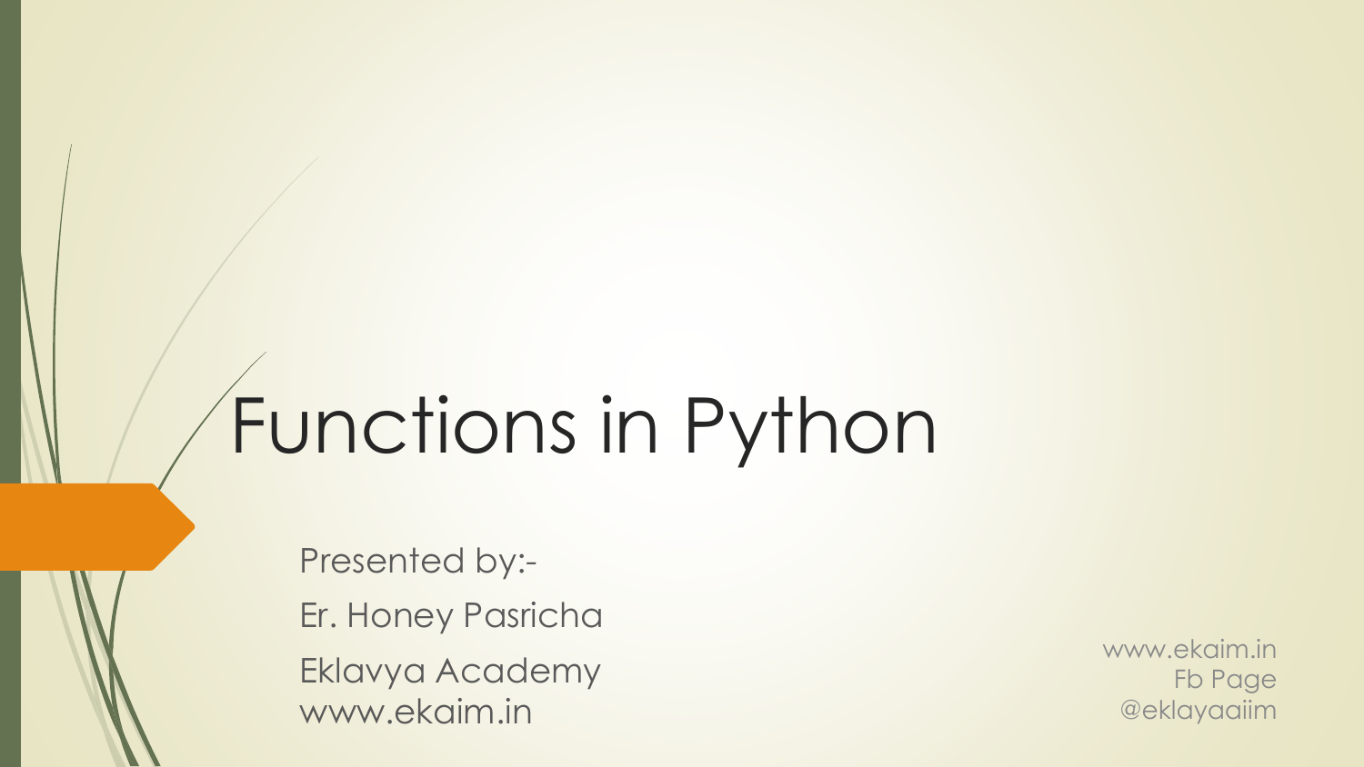# Functions in Python

Presented by:-

Er. Honey Pasricha

Eklavya Academy
www.ekaim.in

www.ekaim.in
Fb Page
@eklayaaiim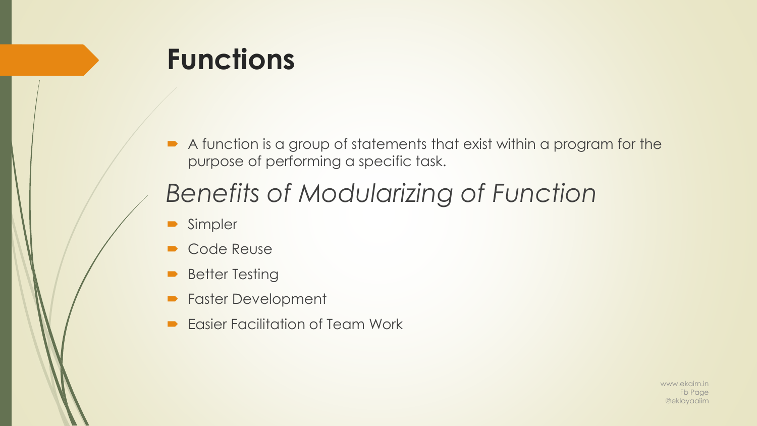# Functions

- A function is a group of statements that exist within a program for the purpose of performing a specific task.

## *Benefits of Modularizing of Function*

- Simpler
- Code Reuse
- Better Testing
- Faster Development
- Easier Facilitation of Team Work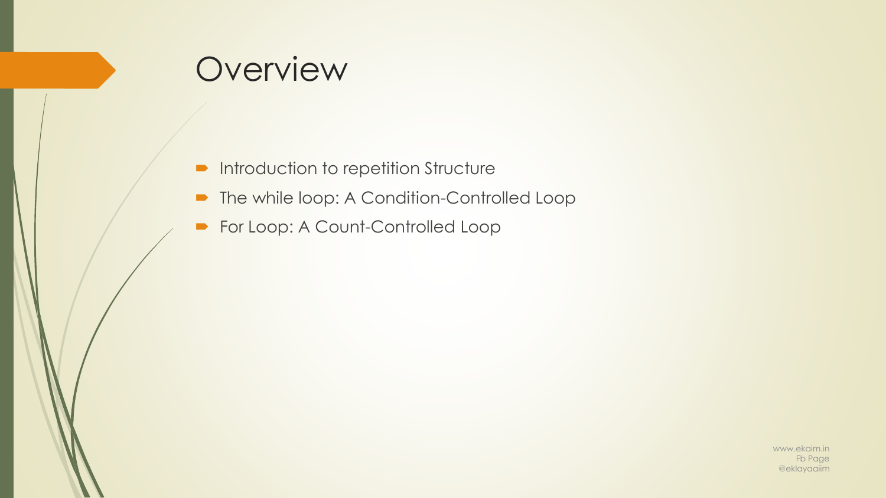# Overview

- Introduction to repetition Structure
- The while loop: A Condition-Controlled Loop
- For Loop: A Count-Controlled Loop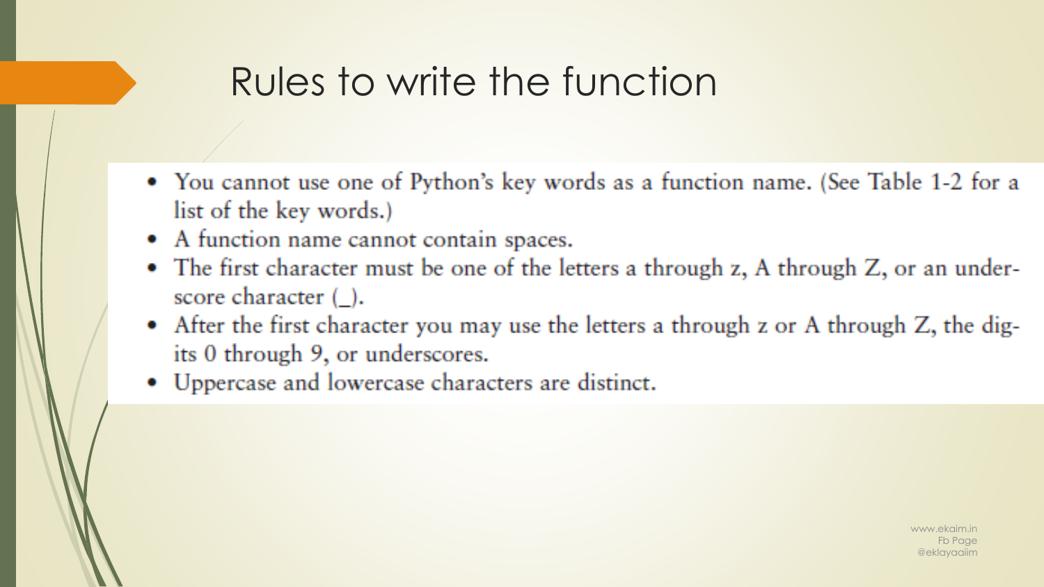# Rules to write the function

- You cannot use one of Python's key words as a function name. (See Table 1-2 for a list of the key words.)
- A function name cannot contain spaces.
- The first character must be one of the letters a through z, A through Z, or an underscore character (_).
- After the first character you may use the letters a through z or A through Z, the digits 0 through 9, or underscores.
- Uppercase and lowercase characters are distinct.

www.ekaim.in
Fb Page
@eklayaaiim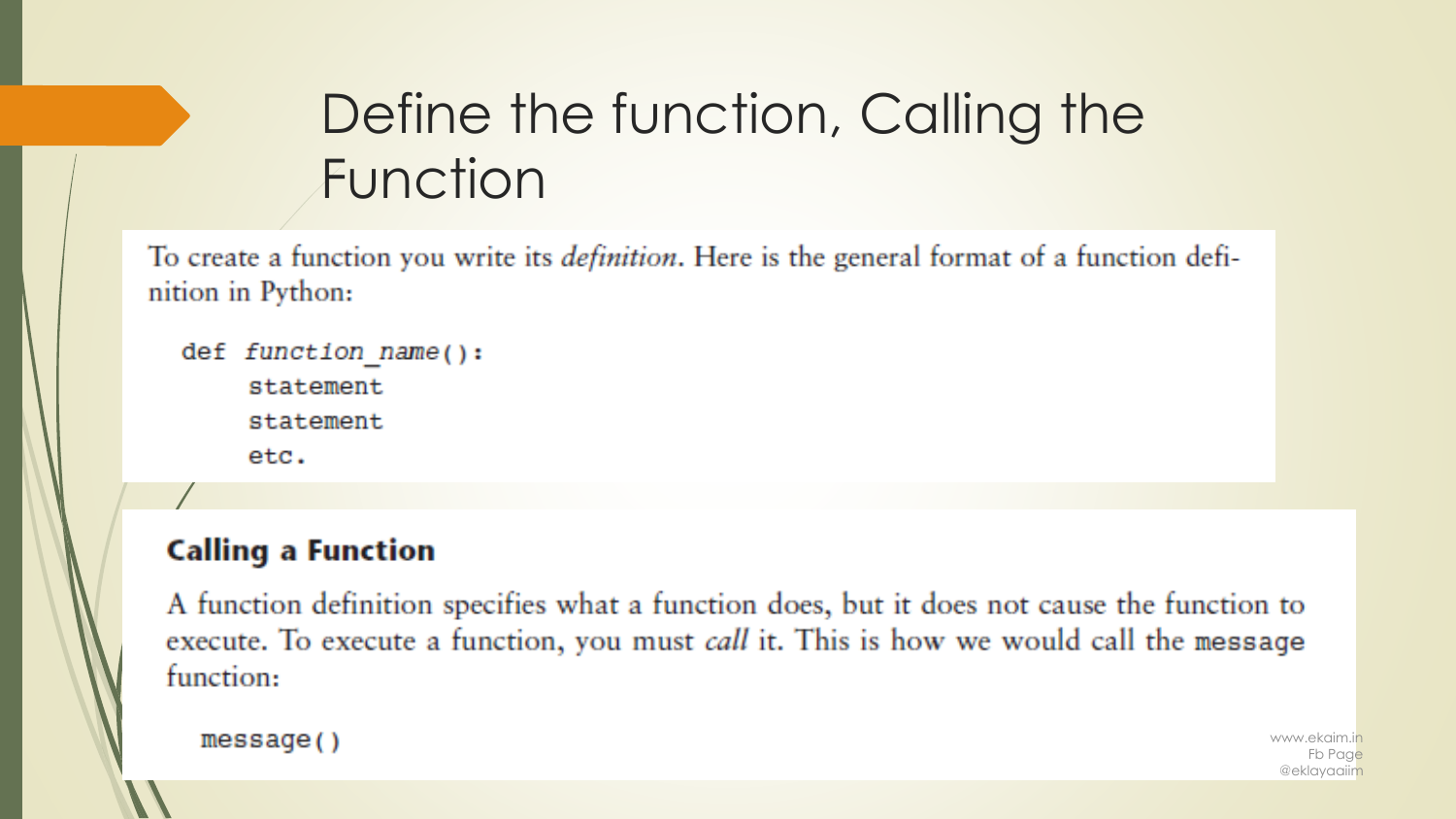# Define the function, Calling the Function

To create a function you write its *definition*. Here is the general format of a function definition in Python:

```
def function_name():
    statement
    statement
    etc.
```

### Calling a Function

A function definition specifies what a function does, but it does not cause the function to execute. To execute a function, you must *call* it. This is how we would call the `message` function:

```
message()
```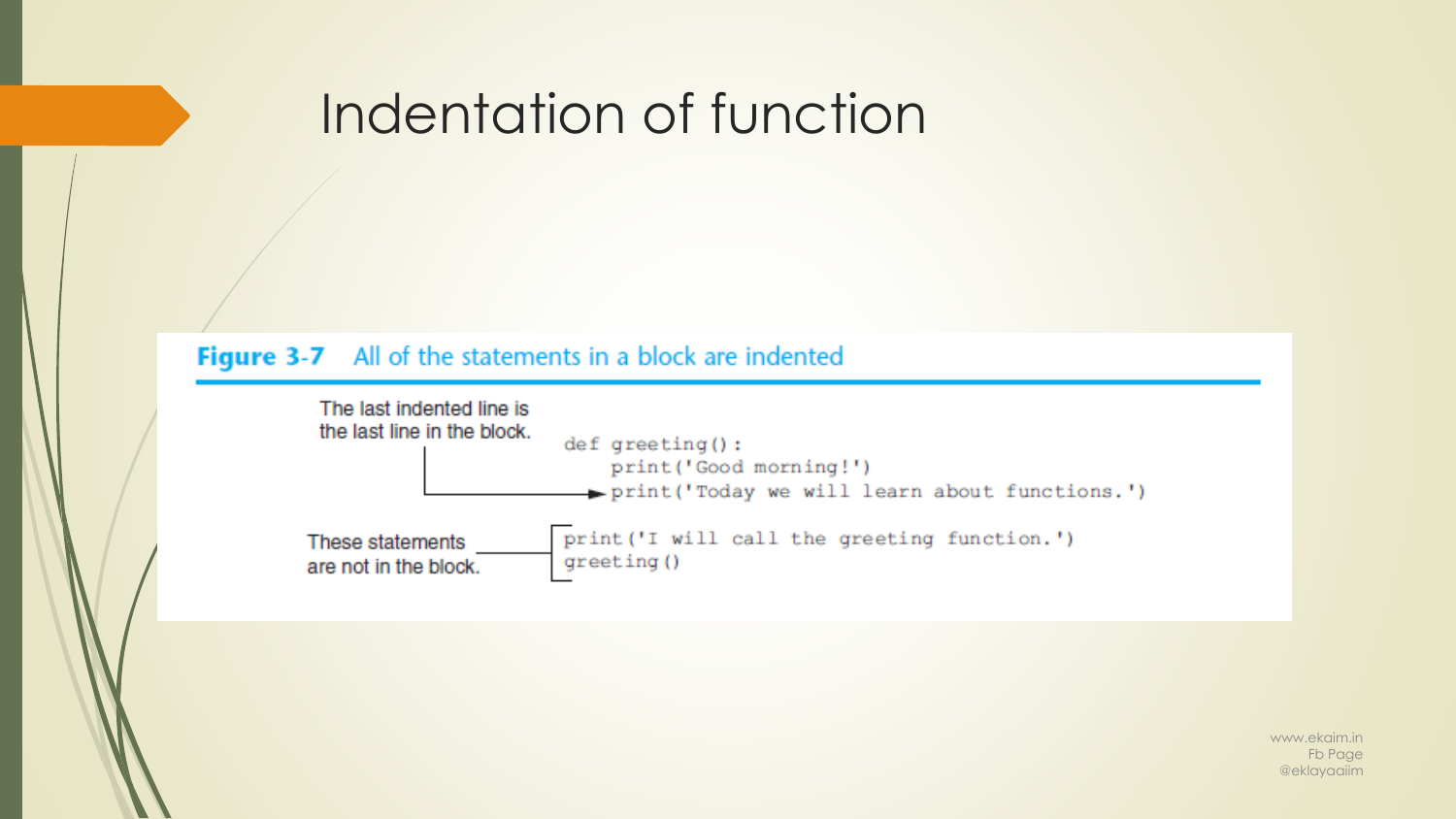# Indentation of function

**Figure 3-7** All of the statements in a block are indented

The last indented line is the last line in the block.

```
def greeting():
    print('Good morning!')
    print('Today we will learn about functions.')

print('I will call the greeting function.')
greeting()
```

These statements are not in the block.

www.ekaim.in
Fb Page
@eklayaaiim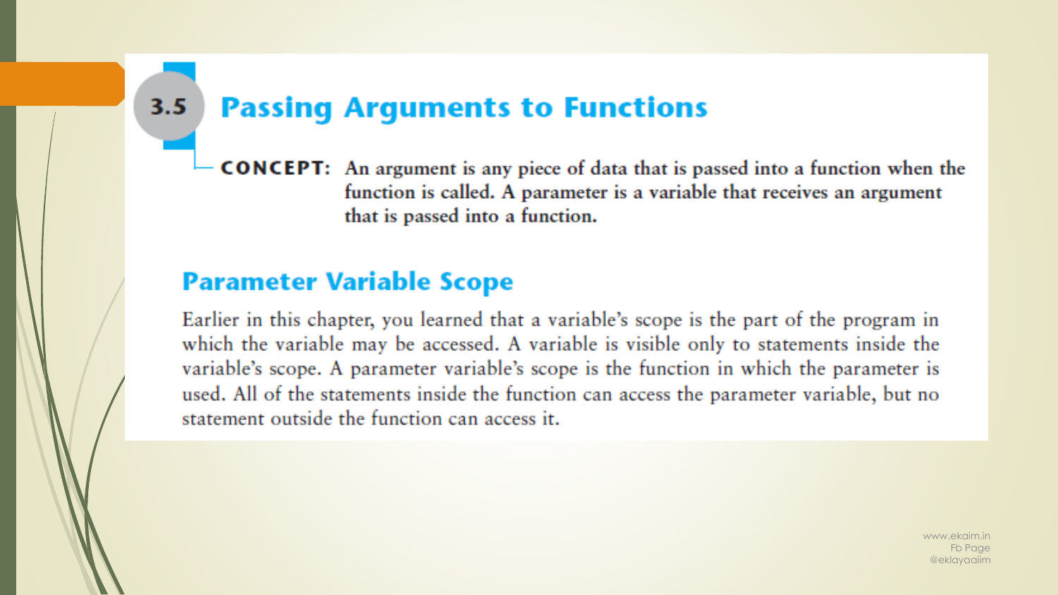## 3.5 Passing Arguments to Functions

**CONCEPT:** An argument is any piece of data that is passed into a function when the function is called. A parameter is a variable that receives an argument that is passed into a function.

### Parameter Variable Scope

Earlier in this chapter, you learned that a variable's scope is the part of the program in which the variable may be accessed. A variable is visible only to statements inside the variable's scope. A parameter variable's scope is the function in which the parameter is used. All of the statements inside the function can access the parameter variable, but no statement outside the function can access it.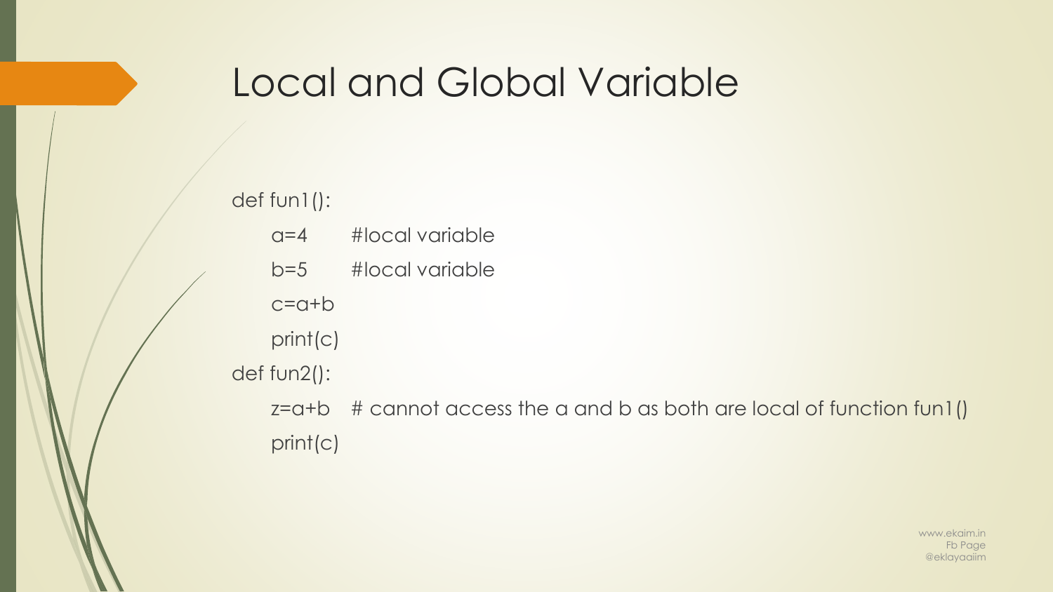# Local and Global Variable

```
def fun1():
    a=4     #local variable
    b=5     #local variable
    c=a+b
    print(c)
def fun2():
    z=a+b   # cannot access the a and b as both are local of function fun1()
    print(c)
```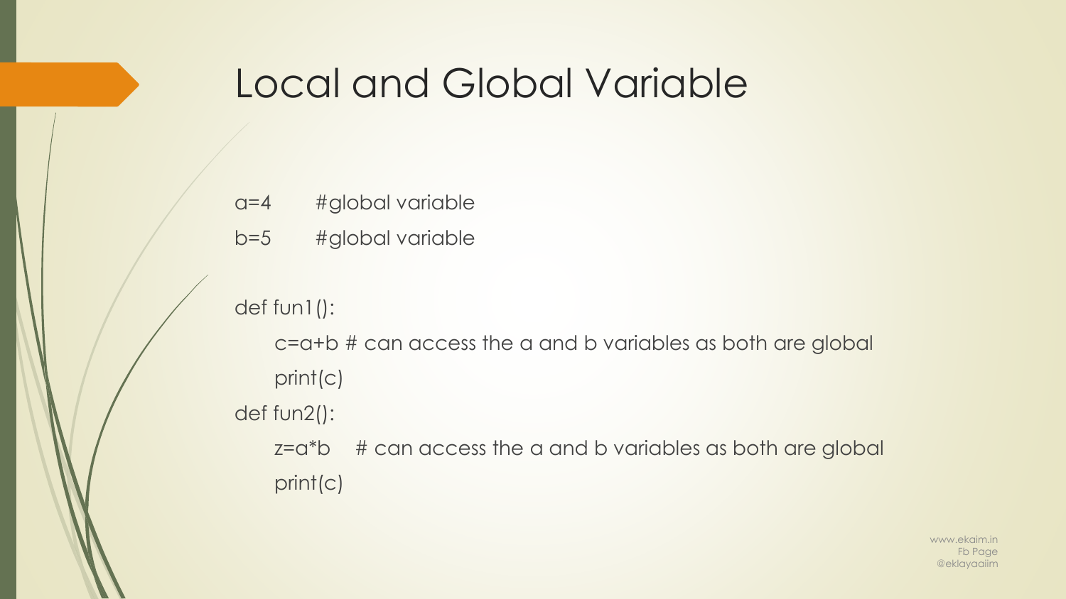# Local and Global Variable

```
a=4      #global variable
b=5      #global variable

def fun1():
    c=a+b # can access the a and b variables as both are global
    print(c)
def fun2():
    z=a*b    # can access the a and b variables as both are global
    print(c)
```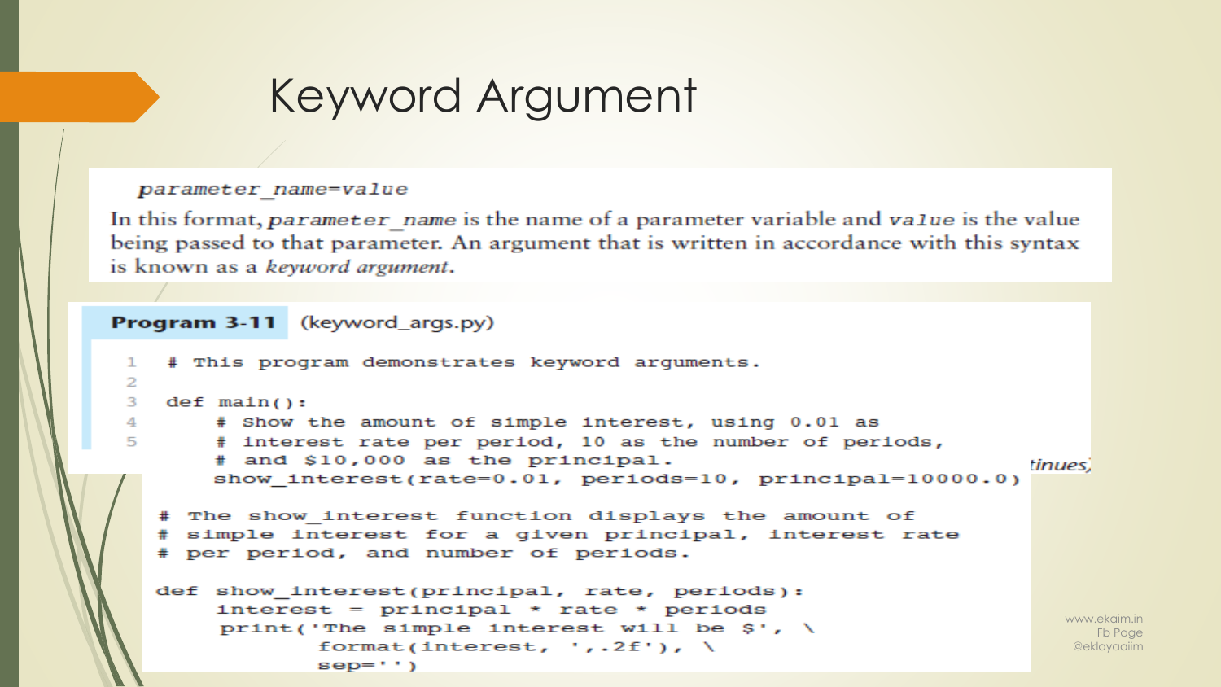# Keyword Argument

```
parameter_name=value
```

In this format, *parameter_name* is the name of a parameter variable and *value* is the value being passed to that parameter. An argument that is written in accordance with this syntax is known as a *keyword argument*.

**Program 3-11** (keyword_args.py)

```
1  # This program demonstrates keyword arguments.
2
3  def main():
4      # Show the amount of simple interest, using 0.01 as
5      # interest rate per period, 10 as the number of periods,
       # and $10,000 as the principal.
       show_interest(rate=0.01, periods=10, principal=10000.0)

# The show_interest function displays the amount of
# simple interest for a given principal, interest rate
# per period, and number of periods.

def show_interest(principal, rate, periods):
    interest = principal * rate * periods
    print('The simple interest will be $', \
          format(interest, ',.2f'), \
          sep='')
```

tinues)

www.ekaim.in
Fb Page
@eklayaaiim